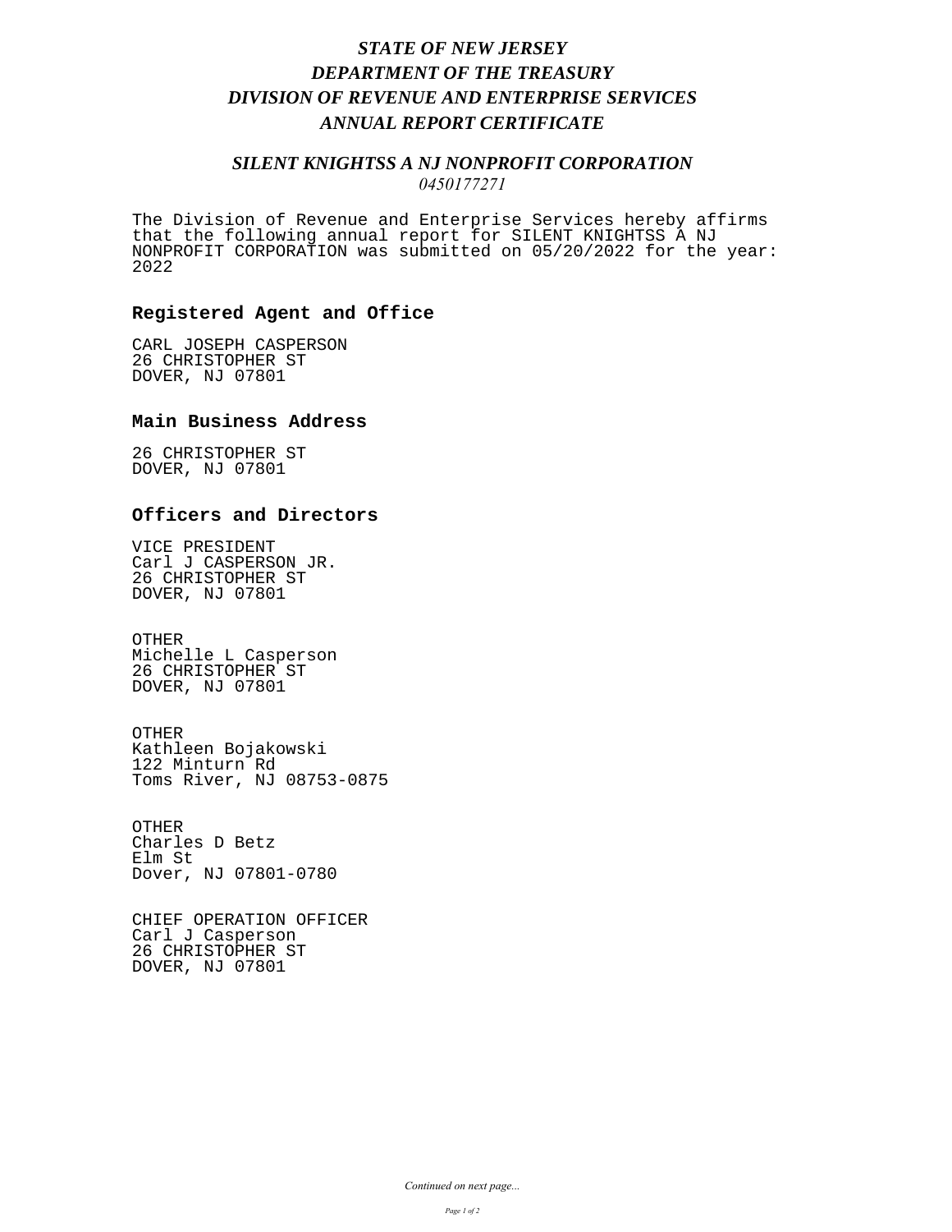# *STATE OF NEW JERSEY*
# *DEPARTMENT OF THE TREASURY*
# *DIVISION OF REVENUE AND ENTERPRISE SERVICES*
# *ANNUAL REPORT CERTIFICATE*

## *SILENT KNIGHTSS A NJ NONPROFIT CORPORATION*

*0450177271*

The Division of Revenue and Enterprise Services hereby affirms that the following annual report for SILENT KNIGHTSS A NJ NONPROFIT CORPORATION was submitted on 05/20/2022 for the year: 2022

### Registered Agent and Office

CARL JOSEPH CASPERSON
26 CHRISTOPHER ST
DOVER, NJ 07801

### Main Business Address

26 CHRISTOPHER ST
DOVER, NJ 07801

### Officers and Directors

VICE PRESIDENT
Carl J CASPERSON JR.
26 CHRISTOPHER ST
DOVER, NJ 07801

OTHER
Michelle L Casperson
26 CHRISTOPHER ST
DOVER, NJ 07801

OTHER
Kathleen Bojakowski
122 Minturn Rd
Toms River, NJ 08753-0875

OTHER
Charles D Betz
Elm St
Dover, NJ 07801-0780

CHIEF OPERATION OFFICER
Carl J Casperson
26 CHRISTOPHER ST
DOVER, NJ 07801

*Continued on next page...*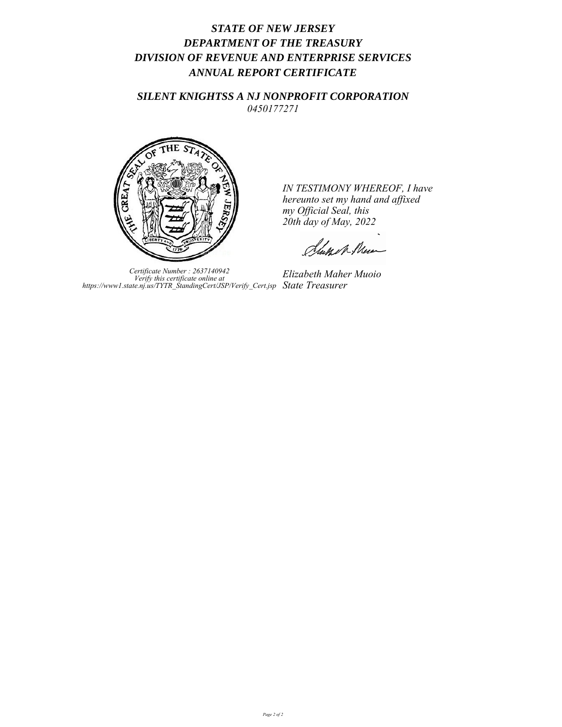***STATE OF NEW JERSEY***
***DEPARTMENT OF THE TREASURY***
***DIVISION OF REVENUE AND ENTERPRISE SERVICES***
***ANNUAL REPORT CERTIFICATE***

***SILENT KNIGHTSS A NJ NONPROFIT CORPORATION***
*0450177271*

*IN TESTIMONY WHEREOF, I have hereunto set my hand and affixed my Official Seal, this 20th day of May, 2022*

*Certificate Number : 2637140942*
*Verify this certificate online at*
*https://www1.state.nj.us/TYTR_StandingCert/JSP/Verify_Cert.jsp*

*Elizabeth Maher Muoio*
*State Treasurer*